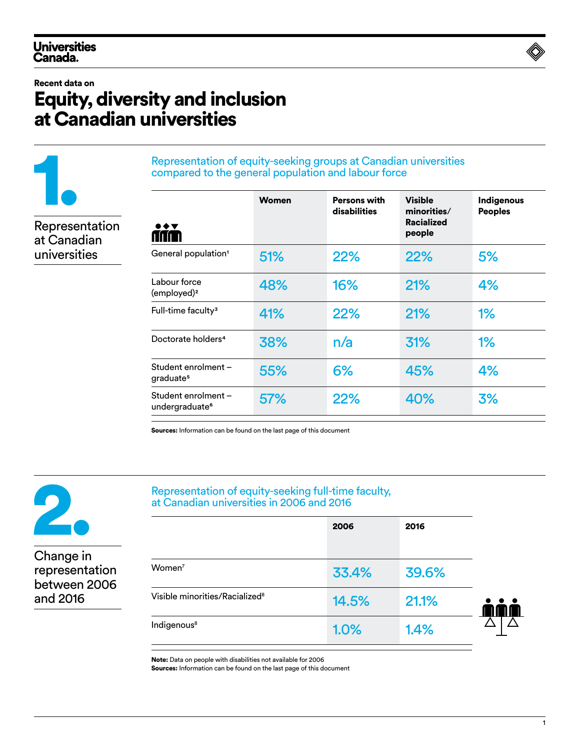Universities Canada.

Recent data on

# Equity, diversity and inclusion at Canadian universities

## 1. Representation at Canadian universities

### Representation of equity-seeking groups at Canadian universities compared to the general population and labour force

| | Women | Persons with disabilities | Visible minorities/ Racialized people | Indigenous Peoples |
|---|---|---|---|---|
| General population[1] | 51% | 22% | 22% | 5% |
| Labour force (employed)[2] | 48% | 16% | 21% | 4% |
| Full-time faculty[3] | 41% | 22% | 21% | 1% |
| Doctorate holders[4] | 38% | n/a | 31% | 1% |
| Student enrolment – graduate[5] | 55% | 6% | 45% | 4% |
| Student enrolment – undergraduate[6] | 57% | 22% | 40% | 3% |

**Sources:** Information can be found on the last page of this document

## 2. Change in representation between 2006 and 2016

### Representation of equity-seeking full-time faculty, at Canadian universities in 2006 and 2016

| | 2006 | 2016 |
|---|---|---|
| Women[7] | 33.4% | 39.6% |
| Visible minorities/Racialized[8] | 14.5% | 21.1% |
| Indigenous[8] | 1.0% | 1.4% |

**Note:** Data on people with disabilities not available for 2006
**Sources:** Information can be found on the last page of this document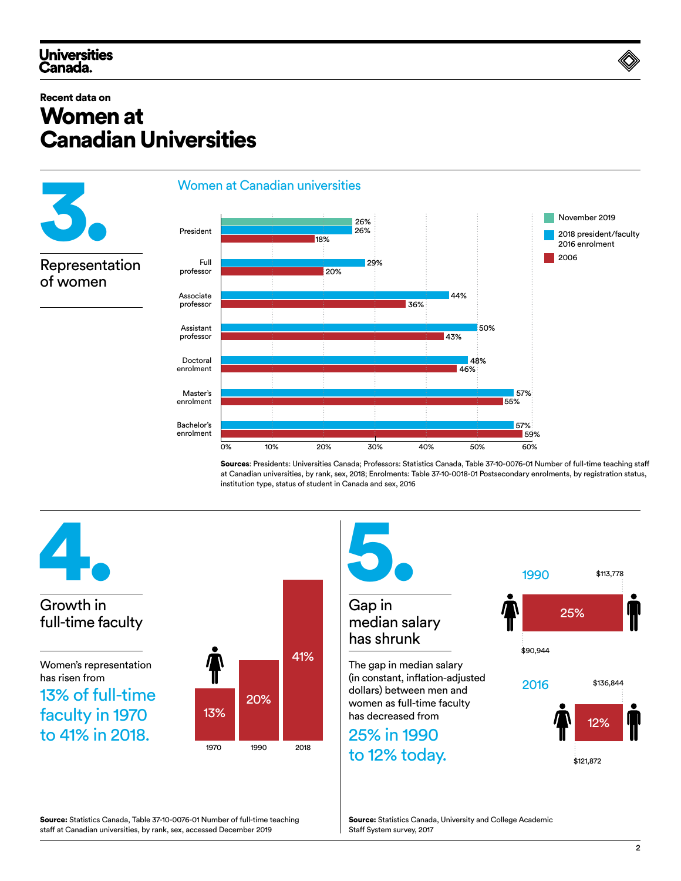Universities Canada.

Recent data on

# Women at Canadian Universities

## 3. Representation of women

### Women at Canadian universities

| | November 2019 | 2018 president/faculty, 2016 enrolment | 2006 |
|---|---|---|---|
| President | 26% | 26% | 18% |
| Full professor | | 29% | 20% |
| Associate professor | | 44% | 36% |
| Assistant professor | | 50% | 43% |
| Doctoral enrolment | | 48% | 46% |
| Master's enrolment | | 57% | 55% |
| Bachelor's enrolment | | 57% | 59% |

**Sources**: Presidents: Universities Canada; Professors: Statistics Canada, Table 37-10-0076-01 Number of full-time teaching staff at Canadian universities, by rank, sex, 2018; Enrolments: Table 37-10-0018-01 Postsecondary enrolments, by registration status, institution type, status of student in Canada and sex, 2016

## 4. Growth in full-time faculty

Women's representation has risen from **13% of full-time faculty in 1970 to 41% in 2018.**

| 1970 | 1990 | 2018 |
|---|---|---|
| 13% | 20% | 41% |

**Source:** Statistics Canada, Table 37-10-0076-01 Number of full-time teaching staff at Canadian universities, by rank, sex, accessed December 2019

## 5. Gap in median salary has shrunk

The gap in median salary (in constant, inflation-adjusted dollars) between men and women as full-time faculty has decreased from **25% in 1990 to 12% today.**

| Year | Women | Men | Gap |
|---|---|---|---|
| 1990 | $90,944 | $113,778 | 25% |
| 2016 | $121,872 | $136,844 | 12% |

**Source:** Statistics Canada, University and College Academic Staff System survey, 2017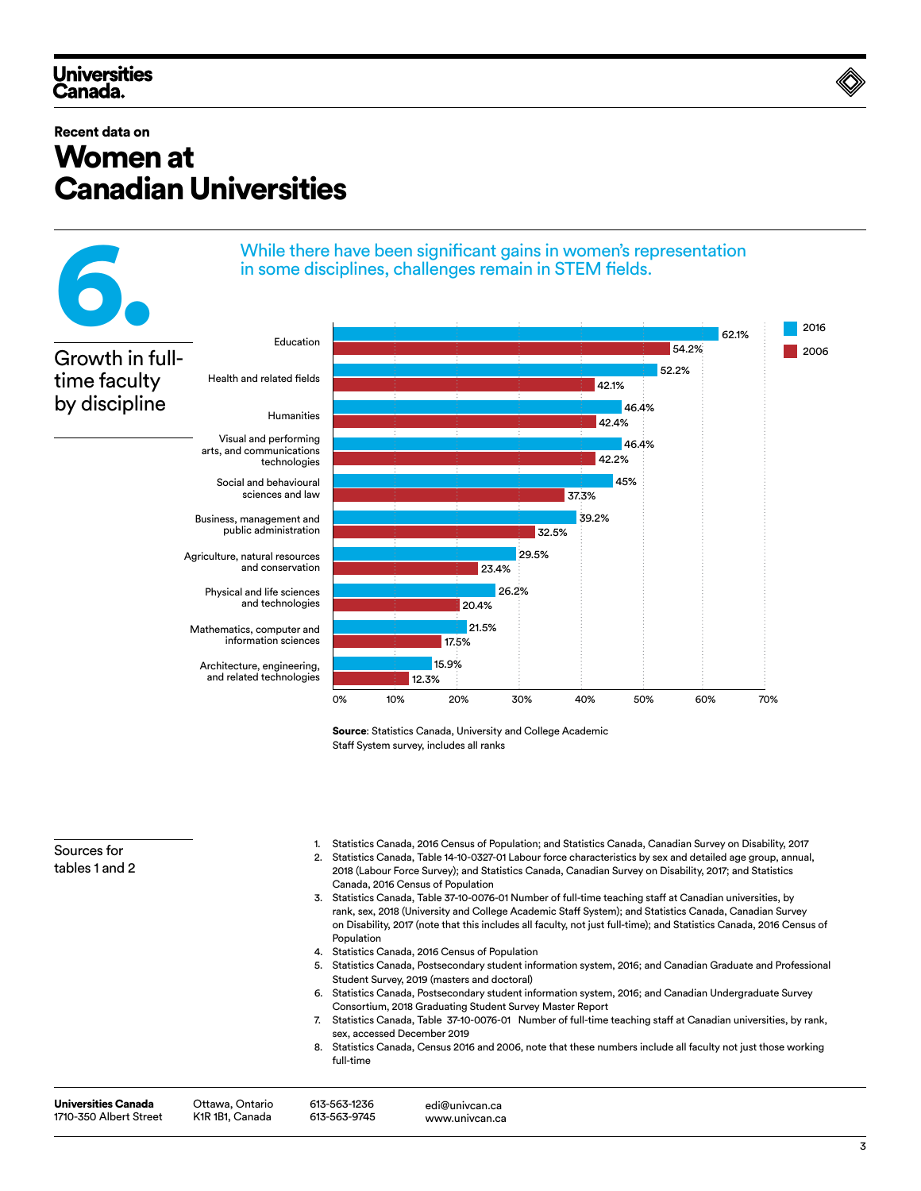Universities Canada.

Recent data on

# Women at Canadian Universities

## 6. Growth in full-time faculty by discipline

While there have been significant gains in women's representation in some disciplines, challenges remain in STEM fields.

2016
2006

Education
62.1%
54.2%

Health and related fields
52.2%
42.1%

Humanities
46.4%
42.4%

Visual and performing arts, and communications technologies
46.4%
42.2%

Social and behavioural sciences and law
45%
37.3%

Business, management and public administration
39.2%
32.5%

Agriculture, natural resources and conservation
29.5%
23.4%

Physical and life sciences and technologies
26.2%
20.4%

Mathematics, computer and information sciences
21.5%
17.5%

Architecture, engineering, and related technologies
15.9%
12.3%

0% 10% 20% 30% 40% 50% 60% 70%

**Source**: Statistics Canada, University and College Academic Staff System survey, includes all ranks

## Sources for tables 1 and 2

1. Statistics Canada, 2016 Census of Population; and Statistics Canada, Canadian Survey on Disability, 2017
2. Statistics Canada, Table 14-10-0327-01 Labour force characteristics by sex and detailed age group, annual, 2018 (Labour Force Survey); and Statistics Canada, Canadian Survey on Disability, 2017; and Statistics Canada, 2016 Census of Population
3. Statistics Canada, Table 37-10-0076-01 Number of full-time teaching staff at Canadian universities, by rank, sex, 2018 (University and College Academic Staff System); and Statistics Canada, Canadian Survey on Disability, 2017 (note that this includes all faculty, not just full-time); and Statistics Canada, 2016 Census of Population
4. Statistics Canada, 2016 Census of Population
5. Statistics Canada, Postsecondary student information system, 2016; and Canadian Graduate and Professional Student Survey, 2019 (masters and doctoral)
6. Statistics Canada, Postsecondary student information system, 2016; and Canadian Undergraduate Survey Consortium, 2018 Graduating Student Survey Master Report
7. Statistics Canada, Table 37-10-0076-01 Number of full-time teaching staff at Canadian universities, by rank, sex, accessed December 2019
8. Statistics Canada, Census 2016 and 2006, note that these numbers include all faculty not just those working full-time

**Universities Canada**
1710-350 Albert Street
Ottawa, Ontario
K1R 1B1, Canada
613-563-1236
613-563-9745
edi@univcan.ca
www.univcan.ca